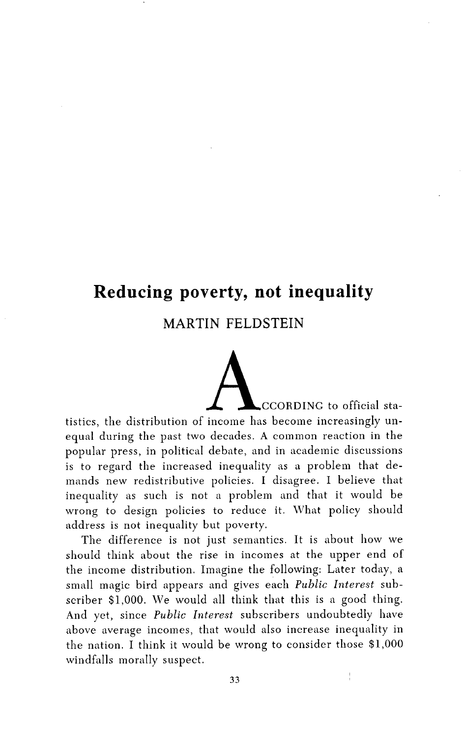# Reducing poverty, not inequality

MARTIN FELDSTEIN

According to official statistics, the distribution of income has become increasingly unequal during the past two decades. A common reaction in the popular press, in political debate, and in academic discussions is to regard the increased inequality as a problem that demands new redistributive policies. I disagree. I believe that inequality as such is not a problem and that it would be wrong to design policies to reduce it. What policy should address is not inequality but poverty.

The difference is not just semantics. It is about how we should think about the rise in incomes at the upper end of the income distribution. Imagine the following: Later today, a small magic bird appears and gives each *Public Interest* subscriber \$1,000. We would all think that this is a good thing. And yet, since *Public Interest* subscribers undoubtedly have above average incomes, that would also increase inequality in the nation. I think it would be wrong to consider those \$1,000 windfalls morally suspect.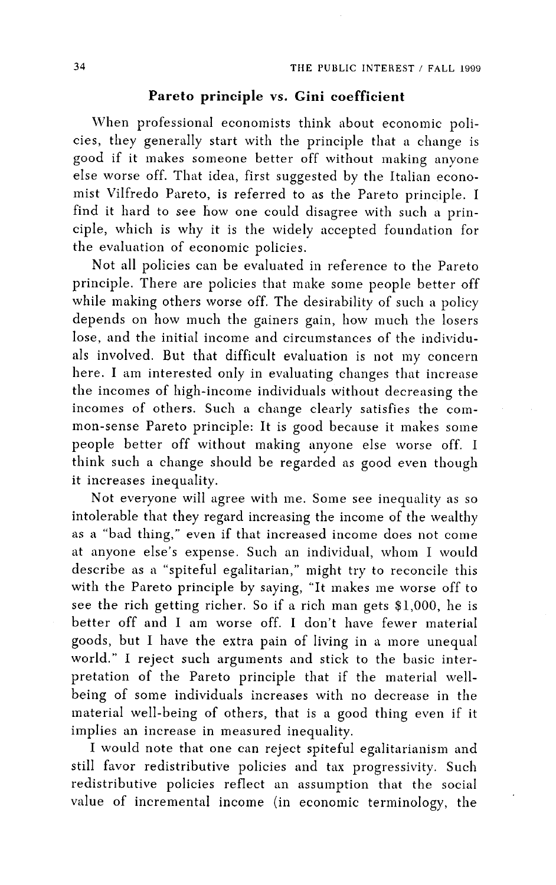## Pareto principle vs. Gini coefficient

When professional economists think about economic policies, they generally start with the principle that a change is good if it makes someone better off without making anyone else worse off. That idea, first suggested by the Italian economist Vilfredo Pareto, is referred to as the Pareto principle. I find it hard to see how one could disagree with such a principle, which is why it is the widely accepted foundation for the evaluation of economic policies.

Not all policies can be evaluated in reference to the Pareto principle. There are policies that make some people better off while making others worse off. The desirability of such a policy depends on how much the gainers gain, how much the losers lose, and the initial income and circumstances of the individuals involved. But that difficult evaluation is not my concern here. I am interested only in evaluating changes that increase the incomes of high-income individuals without decreasing the incomes of others. Such a change clearly satisfies the common-sense Pareto principle: It is good because it makes some people better off without making anyone else worse off. I think such a change should be regarded as good even though it increases inequality.

Not everyone will agree with me. Some see inequality as so intolerable that they regard increasing the income of the wealthy as a "bad thing," even if that increased income does not come at anyone else's expense. Such an individual, whom I would describe as a "spiteful egalitarian," might try to reconcile this with the Pareto principle by saying, "It makes me worse off to see the rich getting richer. So if a rich man gets $1,000, he is better off and I am worse off. I don't have fewer material goods, but I have the extra pain of living in a more unequal world." I reject such arguments and stick to the basic interpretation of the Pareto principle that if the material well-being of some individuals increases with no decrease in the material well-being of others, that is a good thing even if it implies an increase in measured inequality.

I would note that one can reject spiteful egalitarianism and still favor redistributive policies and tax progressivity. Such redistributive policies reflect an assumption that the social value of incremental income (in economic terminology, the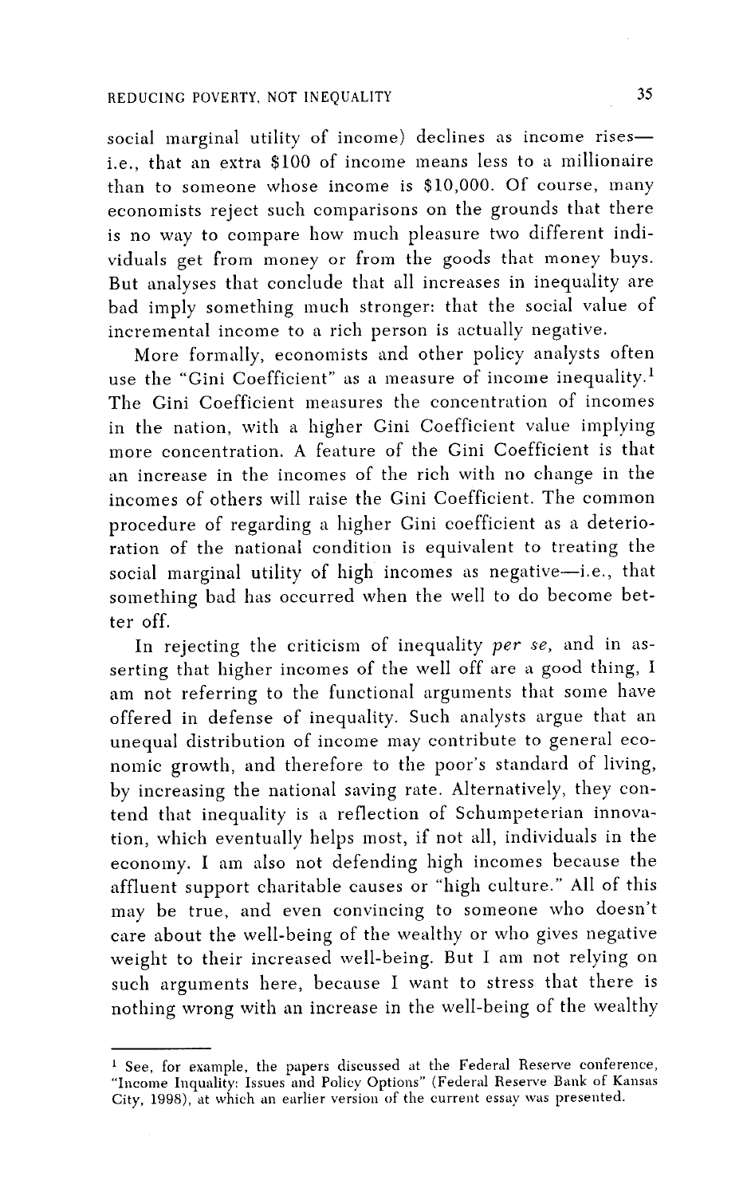social marginal utility of income) declines as income rises—i.e., that an extra \$100 of income means less to a millionaire than to someone whose income is \$10,000. Of course, many economists reject such comparisons on the grounds that there is no way to compare how much pleasure two different individuals get from money or from the goods that money buys. But analyses that conclude that all increases in inequality are bad imply something much stronger: that the social value of incremental income to a rich person is actually negative.

More formally, economists and other policy analysts often use the "Gini Coefficient" as a measure of income inequality.[1] The Gini Coefficient measures the concentration of incomes in the nation, with a higher Gini Coefficient value implying more concentration. A feature of the Gini Coefficient is that an increase in the incomes of the rich with no change in the incomes of others will raise the Gini Coefficient. The common procedure of regarding a higher Gini coefficient as a deterioration of the national condition is equivalent to treating the social marginal utility of high incomes as negative—i.e., that something bad has occurred when the well to do become better off.

In rejecting the criticism of inequality *per se*, and in asserting that higher incomes of the well off are a good thing, I am not referring to the functional arguments that some have offered in defense of inequality. Such analysts argue that an unequal distribution of income may contribute to general economic growth, and therefore to the poor's standard of living, by increasing the national saving rate. Alternatively, they contend that inequality is a reflection of Schumpeterian innovation, which eventually helps most, if not all, individuals in the economy. I am also not defending high incomes because the affluent support charitable causes or "high culture." All of this may be true, and even convincing to someone who doesn't care about the well-being of the wealthy or who gives negative weight to their increased well-being. But I am not relying on such arguments here, because I want to stress that there is nothing wrong with an increase in the well-being of the wealthy

---

[1] See, for example, the papers discussed at the Federal Reserve conference, "Income Inequality: Issues and Policy Options" (Federal Reserve Bank of Kansas City, 1998), at which an earlier version of the current essay was presented.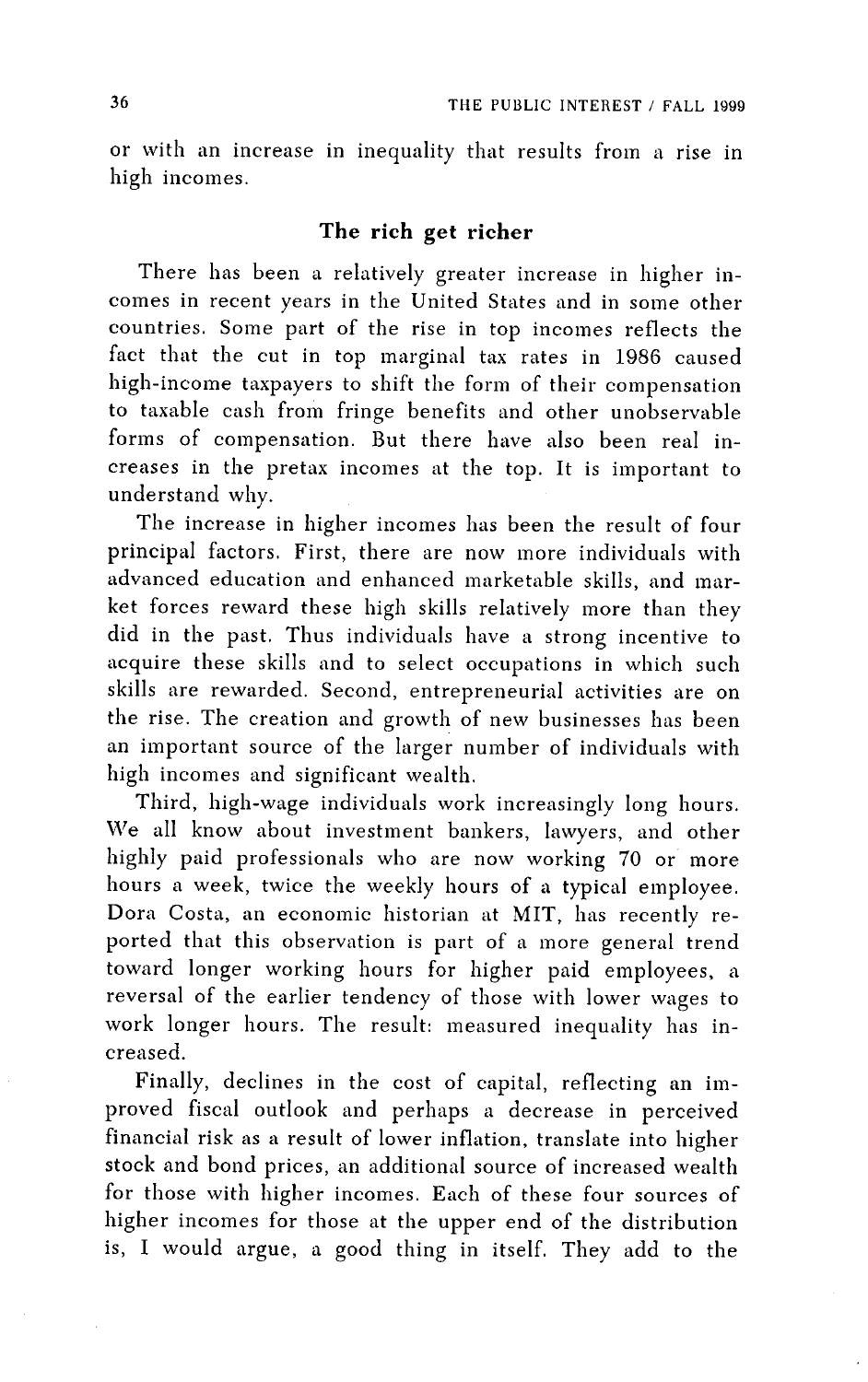or with an increase in inequality that results from a rise in high incomes.

## The rich get richer

There has been a relatively greater increase in higher incomes in recent years in the United States and in some other countries. Some part of the rise in top incomes reflects the fact that the cut in top marginal tax rates in 1986 caused high-income taxpayers to shift the form of their compensation to taxable cash from fringe benefits and other unobservable forms of compensation. But there have also been real increases in the pretax incomes at the top. It is important to understand why.

The increase in higher incomes has been the result of four principal factors. First, there are now more individuals with advanced education and enhanced marketable skills, and market forces reward these high skills relatively more than they did in the past. Thus individuals have a strong incentive to acquire these skills and to select occupations in which such skills are rewarded. Second, entrepreneurial activities are on the rise. The creation and growth of new businesses has been an important source of the larger number of individuals with high incomes and significant wealth.

Third, high-wage individuals work increasingly long hours. We all know about investment bankers, lawyers, and other highly paid professionals who are now working 70 or more hours a week, twice the weekly hours of a typical employee. Dora Costa, an economic historian at MIT, has recently reported that this observation is part of a more general trend toward longer working hours for higher paid employees, a reversal of the earlier tendency of those with lower wages to work longer hours. The result: measured inequality has increased.

Finally, declines in the cost of capital, reflecting an improved fiscal outlook and perhaps a decrease in perceived financial risk as a result of lower inflation, translate into higher stock and bond prices, an additional source of increased wealth for those with higher incomes. Each of these four sources of higher incomes for those at the upper end of the distribution is, I would argue, a good thing in itself. They add to the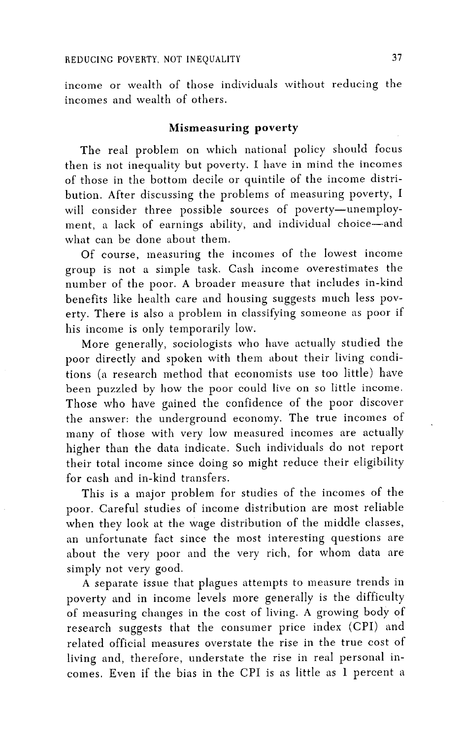income or wealth of those individuals without reducing the incomes and wealth of others.

### Mismeasuring poverty

The real problem on which national policy should focus then is not inequality but poverty. I have in mind the incomes of those in the bottom decile or quintile of the income distribution. After discussing the problems of measuring poverty, I will consider three possible sources of poverty—unemployment, a lack of earnings ability, and individual choice—and what can be done about them.

Of course, measuring the incomes of the lowest income group is not a simple task. Cash income overestimates the number of the poor. A broader measure that includes in-kind benefits like health care and housing suggests much less poverty. There is also a problem in classifying someone as poor if his income is only temporarily low.

More generally, sociologists who have actually studied the poor directly and spoken with them about their living conditions (a research method that economists use too little) have been puzzled by how the poor could live on so little income. Those who have gained the confidence of the poor discover the answer: the underground economy. The true incomes of many of those with very low measured incomes are actually higher than the data indicate. Such individuals do not report their total income since doing so might reduce their eligibility for cash and in-kind transfers.

This is a major problem for studies of the incomes of the poor. Careful studies of income distribution are most reliable when they look at the wage distribution of the middle classes, an unfortunate fact since the most interesting questions are about the very poor and the very rich, for whom data are simply not very good.

A separate issue that plagues attempts to measure trends in poverty and in income levels more generally is the difficulty of measuring changes in the cost of living. A growing body of research suggests that the consumer price index (CPI) and related official measures overstate the rise in the true cost of living and, therefore, understate the rise in real personal incomes. Even if the bias in the CPI is as little as 1 percent a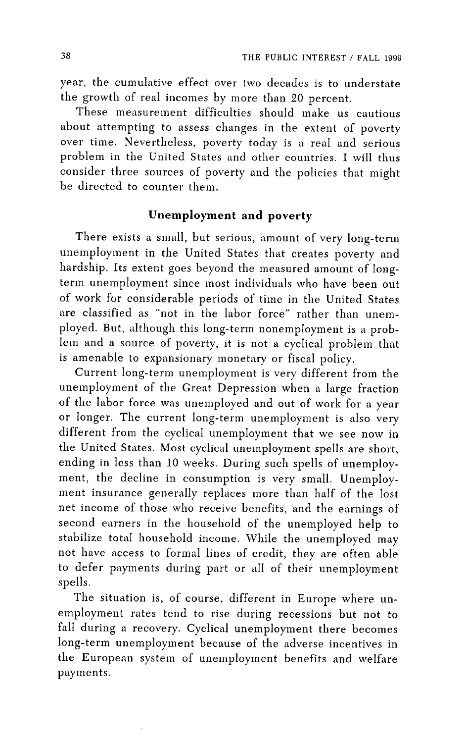year, the cumulative effect over two decades is to understate the growth of real incomes by more than 20 percent.

These measurement difficulties should make us cautious about attempting to assess changes in the extent of poverty over time. Nevertheless, poverty today is a real and serious problem in the United States and other countries. I will thus consider three sources of poverty and the policies that might be directed to counter them.

## Unemployment and poverty

There exists a small, but serious, amount of very long-term unemployment in the United States that creates poverty and hardship. Its extent goes beyond the measured amount of long-term unemployment since most individuals who have been out of work for considerable periods of time in the United States are classified as "not in the labor force" rather than unemployed. But, although this long-term nonemployment is a problem and a source of poverty, it is not a cyclical problem that is amenable to expansionary monetary or fiscal policy.

Current long-term unemployment is very different from the unemployment of the Great Depression when a large fraction of the labor force was unemployed and out of work for a year or longer. The current long-term unemployment is also very different from the cyclical unemployment that we see now in the United States. Most cyclical unemployment spells are short, ending in less than 10 weeks. During such spells of unemployment, the decline in consumption is very small. Unemployment insurance generally replaces more than half of the lost net income of those who receive benefits, and the earnings of second earners in the household of the unemployed help to stabilize total household income. While the unemployed may not have access to formal lines of credit, they are often able to defer payments during part or all of their unemployment spells.

The situation is, of course, different in Europe where unemployment rates tend to rise during recessions but not to fall during a recovery. Cyclical unemployment there becomes long-term unemployment because of the adverse incentives in the European system of unemployment benefits and welfare payments.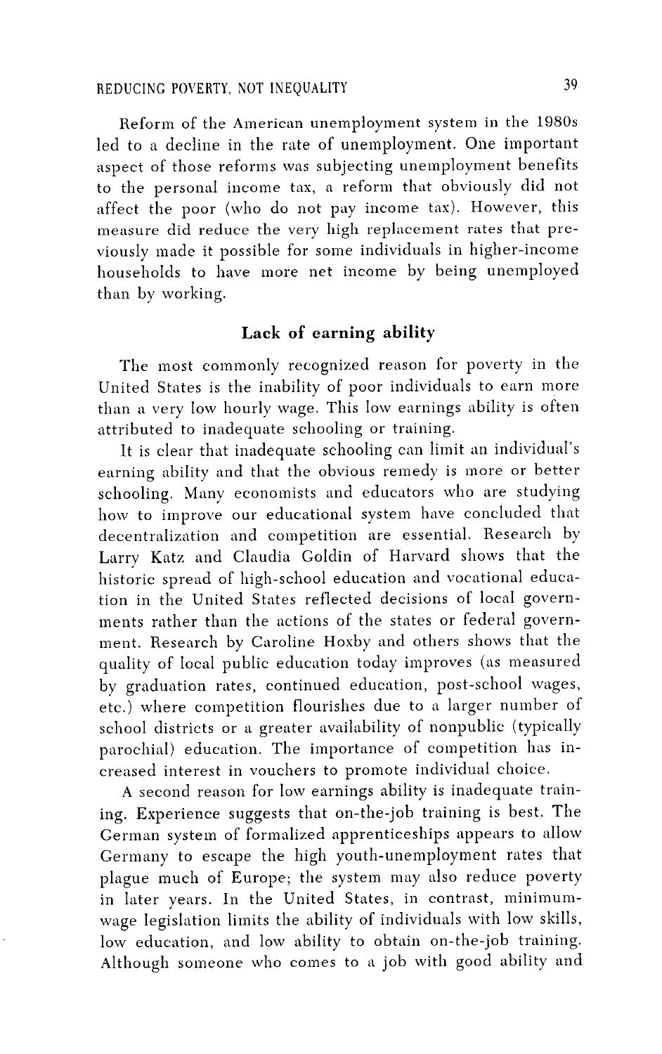Reform of the American unemployment system in the 1980s led to a decline in the rate of unemployment. One important aspect of those reforms was subjecting unemployment benefits to the personal income tax, a reform that obviously did not affect the poor (who do not pay income tax). However, this measure did reduce the very high replacement rates that previously made it possible for some individuals in higher-income households to have more net income by being unemployed than by working.

### Lack of earning ability

The most commonly recognized reason for poverty in the United States is the inability of poor individuals to earn more than a very low hourly wage. This low earnings ability is often attributed to inadequate schooling or training.

It is clear that inadequate schooling can limit an individual's earning ability and that the obvious remedy is more or better schooling. Many economists and educators who are studying how to improve our educational system have concluded that decentralization and competition are essential. Research by Larry Katz and Claudia Goldin of Harvard shows that the historic spread of high-school education and vocational education in the United States reflected decisions of local governments rather than the actions of the states or federal government. Research by Caroline Hoxby and others shows that the quality of local public education today improves (as measured by graduation rates, continued education, post-school wages, etc.) where competition flourishes due to a larger number of school districts or a greater availability of nonpublic (typically parochial) education. The importance of competition has increased interest in vouchers to promote individual choice.

A second reason for low earnings ability is inadequate training. Experience suggests that on-the-job training is best. The German system of formalized apprenticeships appears to allow Germany to escape the high youth-unemployment rates that plague much of Europe; the system may also reduce poverty in later years. In the United States, in contrast, minimum-wage legislation limits the ability of individuals with low skills, low education, and low ability to obtain on-the-job training. Although someone who comes to a job with good ability and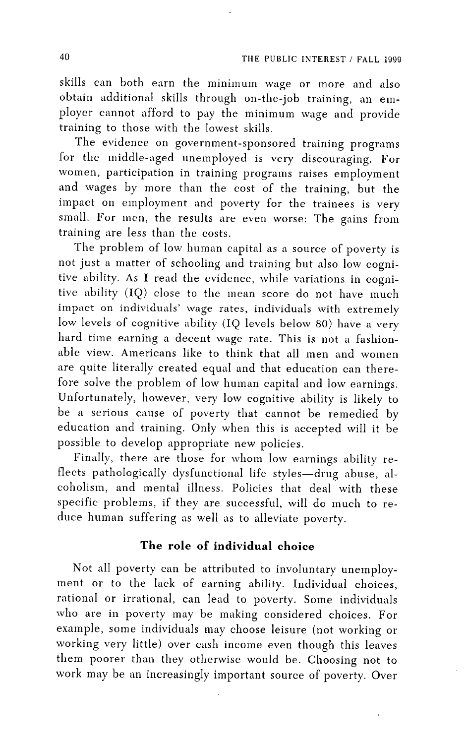skills can both earn the minimum wage or more and also obtain additional skills through on-the-job training, an employer cannot afford to pay the minimum wage and provide training to those with the lowest skills.

The evidence on government-sponsored training programs for the middle-aged unemployed is very discouraging. For women, participation in training programs raises employment and wages by more than the cost of the training, but the impact on employment and poverty for the trainees is very small. For men, the results are even worse: The gains from training are less than the costs.

The problem of low human capital as a source of poverty is not just a matter of schooling and training but also low cognitive ability. As I read the evidence, while variations in cognitive ability (IQ) close to the mean score do not have much impact on individuals' wage rates, individuals with extremely low levels of cognitive ability (IQ levels below 80) have a very hard time earning a decent wage rate. This is not a fashionable view. Americans like to think that all men and women are quite literally created equal and that education can therefore solve the problem of low human capital and low earnings. Unfortunately, however, very low cognitive ability is likely to be a serious cause of poverty that cannot be remedied by education and training. Only when this is accepted will it be possible to develop appropriate new policies.

Finally, there are those for whom low earnings ability reflects pathologically dysfunctional life styles—drug abuse, alcoholism, and mental illness. Policies that deal with these specific problems, if they are successful, will do much to reduce human suffering as well as to alleviate poverty.

## The role of individual choice

Not all poverty can be attributed to involuntary unemployment or to the lack of earning ability. Individual choices, rational or irrational, can lead to poverty. Some individuals who are in poverty may be making considered choices. For example, some individuals may choose leisure (not working or working very little) over cash income even though this leaves them poorer than they otherwise would be. Choosing not to work may be an increasingly important source of poverty. Over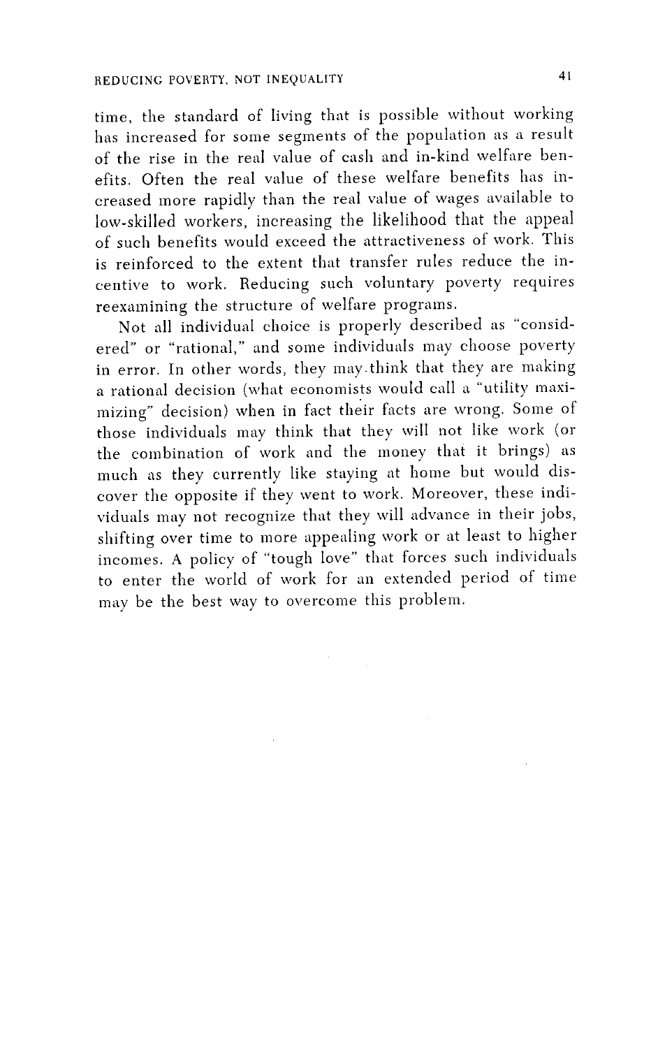time, the standard of living that is possible without working has increased for some segments of the population as a result of the rise in the real value of cash and in-kind welfare benefits. Often the real value of these welfare benefits has increased more rapidly than the real value of wages available to low-skilled workers, increasing the likelihood that the appeal of such benefits would exceed the attractiveness of work. This is reinforced to the extent that transfer rules reduce the incentive to work. Reducing such voluntary poverty requires reexamining the structure of welfare programs.

Not all individual choice is properly described as "considered" or "rational," and some individuals may choose poverty in error. In other words, they may think that they are making a rational decision (what economists would call a "utility maximizing" decision) when in fact their facts are wrong. Some of those individuals may think that they will not like work (or the combination of work and the money that it brings) as much as they currently like staying at home but would discover the opposite if they went to work. Moreover, these individuals may not recognize that they will advance in their jobs, shifting over time to more appealing work or at least to higher incomes. A policy of "tough love" that forces such individuals to enter the world of work for an extended period of time may be the best way to overcome this problem.